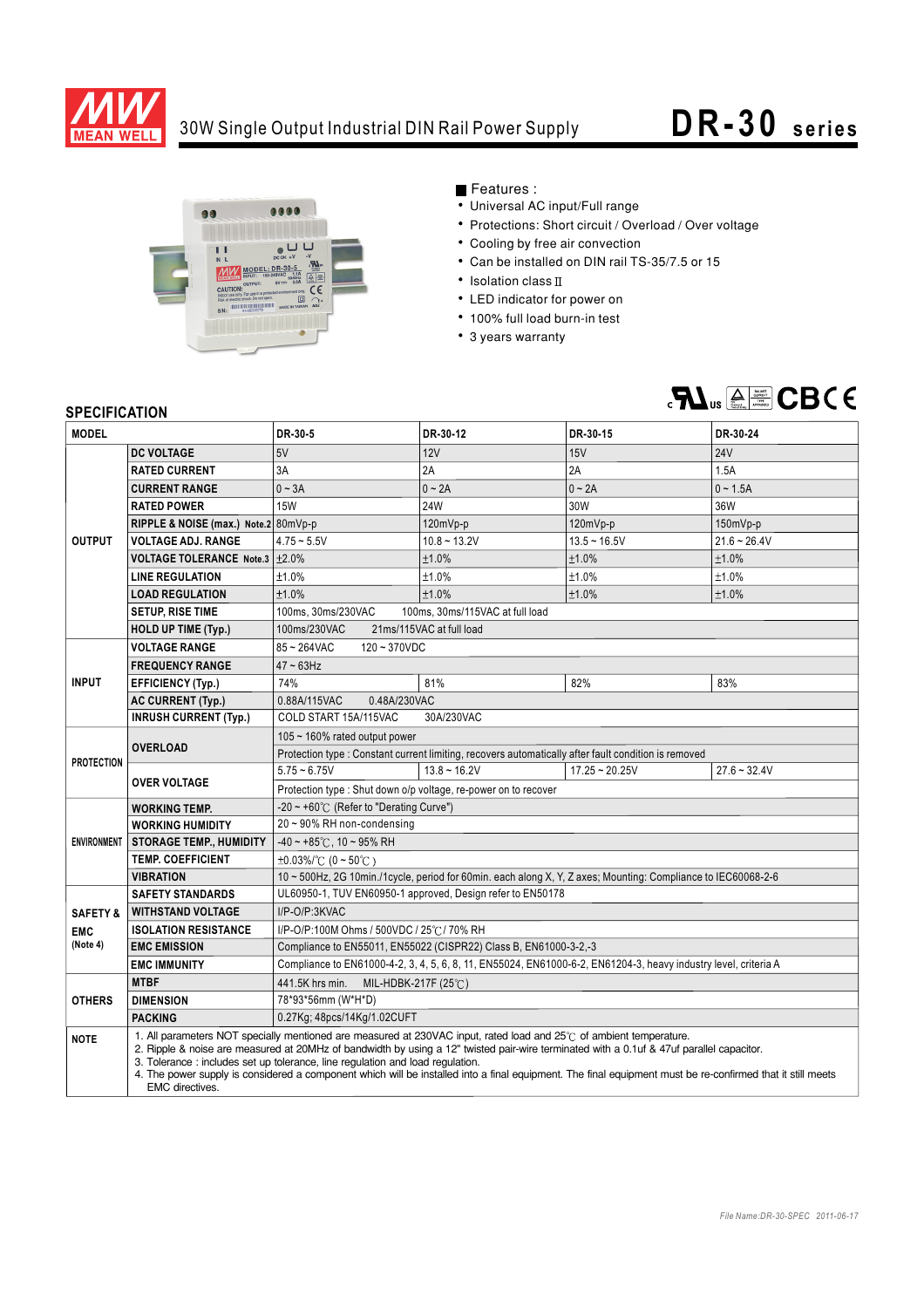# 30W Single Output Industrial DIN Rail Power Supply

## DR-30 series

■ Features :

- Universal AC input/Full range
- Protections: Short circuit / Overload / Over voltage
- Cooling by free air convection
- Can be installed on DIN rail TS-35/7.5 or 15
- Isolation class II
- LED indicator for power on
- 100% full load burn-in test
- 3 years warranty

## SPECIFICATION

| MODEL | | DR-30-5 | DR-30-12 | DR-30-15 | DR-30-24 |
|---|---|---|---|---|---|
| OUTPUT | DC VOLTAGE | 5V | 12V | 15V | 24V |
| | RATED CURRENT | 3A | 2A | 2A | 1.5A |
| | CURRENT RANGE | 0 ~ 3A | 0 ~ 2A | 0 ~ 2A | 0 ~ 1.5A |
| | RATED POWER | 15W | 24W | 30W | 36W |
| | RIPPLE & NOISE (max.) Note.2 | 80mVp-p | 120mVp-p | 120mVp-p | 150mVp-p |
| | VOLTAGE ADJ. RANGE | 4.75 ~ 5.5V | 10.8 ~ 13.2V | 13.5 ~ 16.5V | 21.6 ~ 26.4V |
| | VOLTAGE TOLERANCE Note.3 | ±2.0% | ±1.0% | ±1.0% | ±1.0% |
| | LINE REGULATION | ±1.0% | ±1.0% | ±1.0% | ±1.0% |
| | LOAD REGULATION | ±1.0% | ±1.0% | ±1.0% | ±1.0% |
| | SETUP, RISE TIME | 100ms, 30ms/230VAC 100ms, 30ms/115VAC at full load | | | |
| | HOLD UP TIME (Typ.) | 100ms/230VAC 21ms/115VAC at full load | | | |
| INPUT | VOLTAGE RANGE | 85 ~ 264VAC 120 ~ 370VDC | | | |
| | FREQUENCY RANGE | 47 ~ 63Hz | | | |
| | EFFICIENCY (Typ.) | 74% | 81% | 82% | 83% |
| | AC CURRENT (Typ.) | 0.88A/115VAC 0.48A/230VAC | | | |
| | INRUSH CURRENT (Typ.) | COLD START 15A/115VAC 30A/230VAC | | | |
| PROTECTION | OVERLOAD | 105 ~ 160% rated output power | | | |
| | | Protection type : Constant current limiting, recovers automatically after fault condition is removed | | | |
| | OVER VOLTAGE | 5.75 ~ 6.75V | 13.8 ~ 16.2V | 17.25 ~ 20.25V | 27.6 ~ 32.4V |
| | | Protection type : Shut down o/p voltage, re-power on to recover | | | |
| ENVIRONMENT | WORKING TEMP. | -20 ~ +60℃ (Refer to "Derating Curve") | | | |
| | WORKING HUMIDITY | 20 ~ 90% RH non-condensing | | | |
| | STORAGE TEMP., HUMIDITY | -40 ~ +85℃, 10 ~ 95% RH | | | |
| | TEMP. COEFFICIENT | ±0.03%/℃ (0 ~ 50℃) | | | |
| | VIBRATION | 10 ~ 500Hz, 2G 10min./1cycle, period for 60min. each along X, Y, Z axes; Mounting: Compliance to IEC60068-2-6 | | | |
| SAFETY & EMC (Note 4) | SAFETY STANDARDS | UL60950-1, TUV EN60950-1 approved, Design refer to EN50178 | | | |
| | WITHSTAND VOLTAGE | I/P-O/P:3KVAC | | | |
| | ISOLATION RESISTANCE | I/P-O/P:100M Ohms / 500VDC / 25℃/ 70% RH | | | |
| | EMC EMISSION | Compliance to EN55011, EN55022 (CISPR22) Class B, EN61000-3-2,-3 | | | |
| | EMC IMMUNITY | Compliance to EN61000-4-2, 3, 4, 5, 6, 8, 11, EN55024, EN61000-6-2, EN61204-3, heavy industry level, criteria A | | | |
| OTHERS | MTBF | 441.5K hrs min. MIL-HDBK-217F (25℃) | | | |
| | DIMENSION | 78*93*56mm (W*H*D) | | | |
| | PACKING | 0.27Kg; 48pcs/14Kg/1.02CUFT | | | |

**NOTE**

1. All parameters NOT specially mentioned are measured at 230VAC input, rated load and 25℃ of ambient temperature.
2. Ripple & noise are measured at 20MHz of bandwidth by using a 12" twisted pair-wire terminated with a 0.1uf & 47uf parallel capacitor.
3. Tolerance : includes set up tolerance, line regulation and load regulation.
4. The power supply is considered a component which will be installed into a final equipment. The final equipment must be re-confirmed that it still meets EMC directives.

*File Name:DR-30-SPEC 2011-06-17*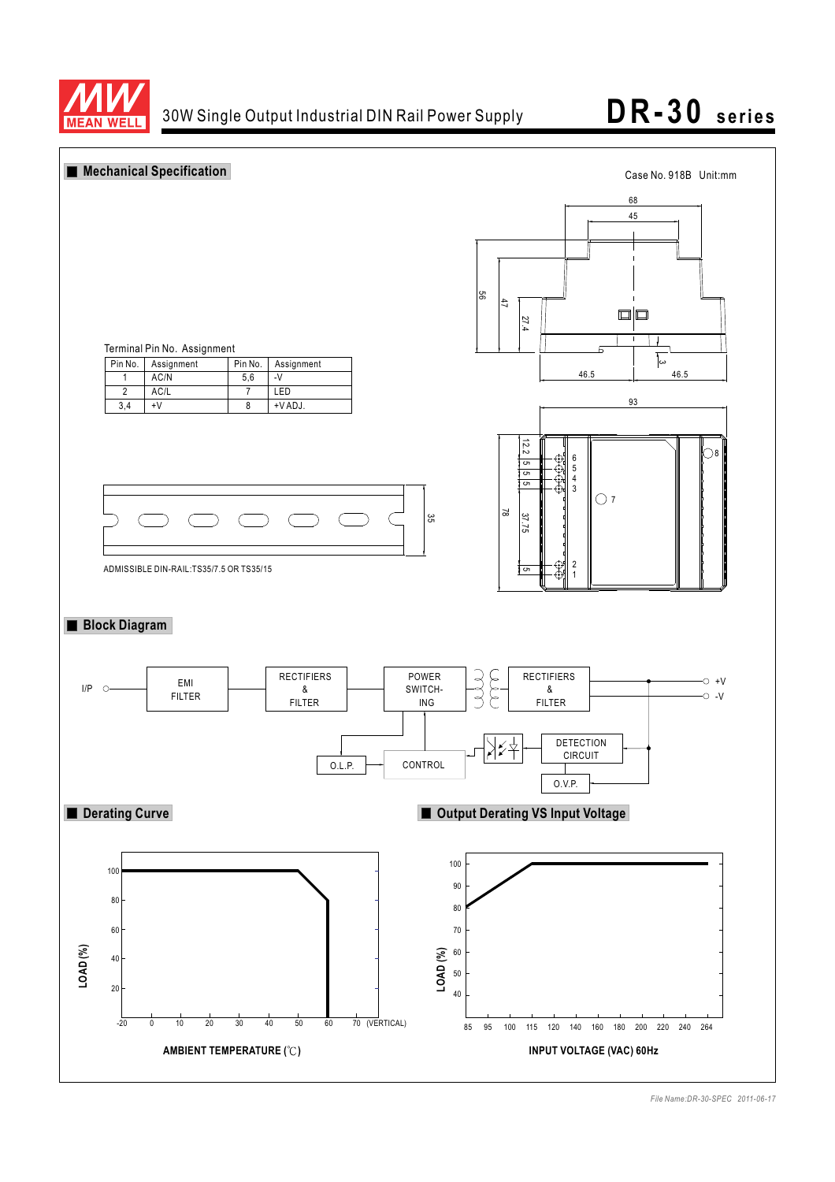# 30W Single Output Industrial DIN Rail Power Supply

# DR-30 series

## Mechanical Specification

Case No. 918B Unit:mm

68
45
56
47
27.4
3
46.5
46.5
93
12.2
5
5
5
78
37.75
5
6
5
4
3
2
1
7
8

Terminal Pin No. Assignment

| Pin No. | Assignment | Pin No. | Assignment |
|---|---|---|---|
| 1 | AC/N | 5,6 | -V |
| 2 | AC/L | 7 | LED |
| 3,4 | +V | 8 | +V ADJ. |

35

ADMISSIBLE DIN-RAIL:TS35/7.5 OR TS35/15

## Block Diagram

I/P
EMI FILTER
RECTIFIERS & FILTER
POWER SWITCHING
RECTIFIERS & FILTER
+V
-V
O.L.P.
CONTROL
DETECTION CIRCUIT
O.V.P.

## Derating Curve

LOAD (%)
100
80
60
40
20
-20
0
10
20
30
40
50
60
70 (VERTICAL)
AMBIENT TEMPERATURE (℃)

## Output Derating VS Input Voltage

LOAD (%)
100
90
80
70
60
50
40
85
95
100
115
120
140
160
180
200
220
240
264
INPUT VOLTAGE (VAC) 60Hz

*File Name:DR-30-SPEC 2011-06-17*